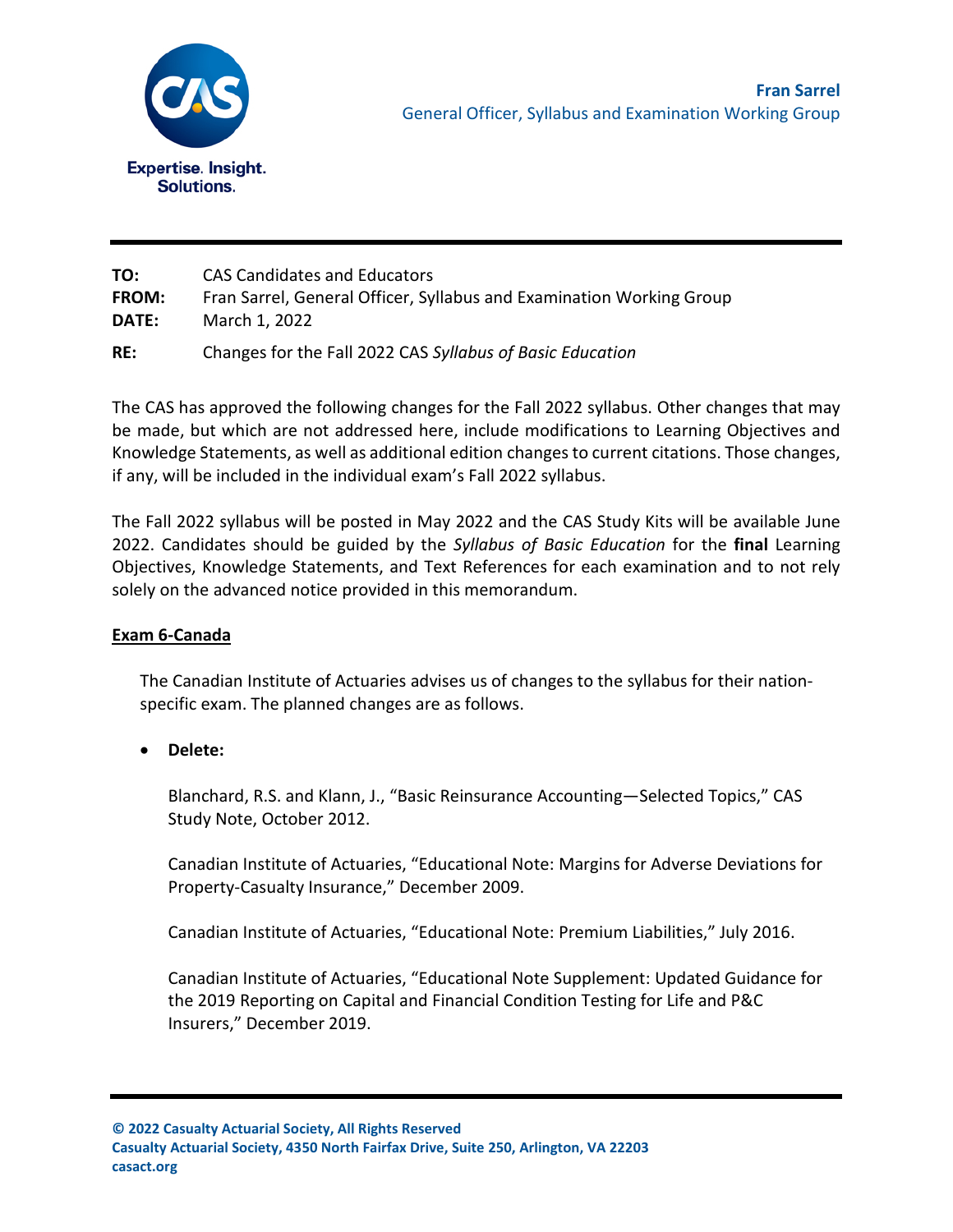**Fran Sarrel**
General Officer, Syllabus and Examination Working Group

---

**TO:** CAS Candidates and Educators
**FROM:** Fran Sarrel, General Officer, Syllabus and Examination Working Group
**DATE:** March 1, 2022

**RE:** Changes for the Fall 2022 CAS *Syllabus of Basic Education*

The CAS has approved the following changes for the Fall 2022 syllabus. Other changes that may be made, but which are not addressed here, include modifications to Learning Objectives and Knowledge Statements, as well as additional edition changes to current citations. Those changes, if any, will be included in the individual exam's Fall 2022 syllabus.

The Fall 2022 syllabus will be posted in May 2022 and the CAS Study Kits will be available June 2022. Candidates should be guided by the *Syllabus of Basic Education* for the **final** Learning Objectives, Knowledge Statements, and Text References for each examination and to not rely solely on the advanced notice provided in this memorandum.

## Exam 6-Canada

The Canadian Institute of Actuaries advises us of changes to the syllabus for their nation-specific exam. The planned changes are as follows.

- **Delete:**

  Blanchard, R.S. and Klann, J., "Basic Reinsurance Accounting—Selected Topics," CAS Study Note, October 2012.

  Canadian Institute of Actuaries, "Educational Note: Margins for Adverse Deviations for Property-Casualty Insurance," December 2009.

  Canadian Institute of Actuaries, "Educational Note: Premium Liabilities," July 2016.

  Canadian Institute of Actuaries, "Educational Note Supplement: Updated Guidance for the 2019 Reporting on Capital and Financial Condition Testing for Life and P&C Insurers," December 2019.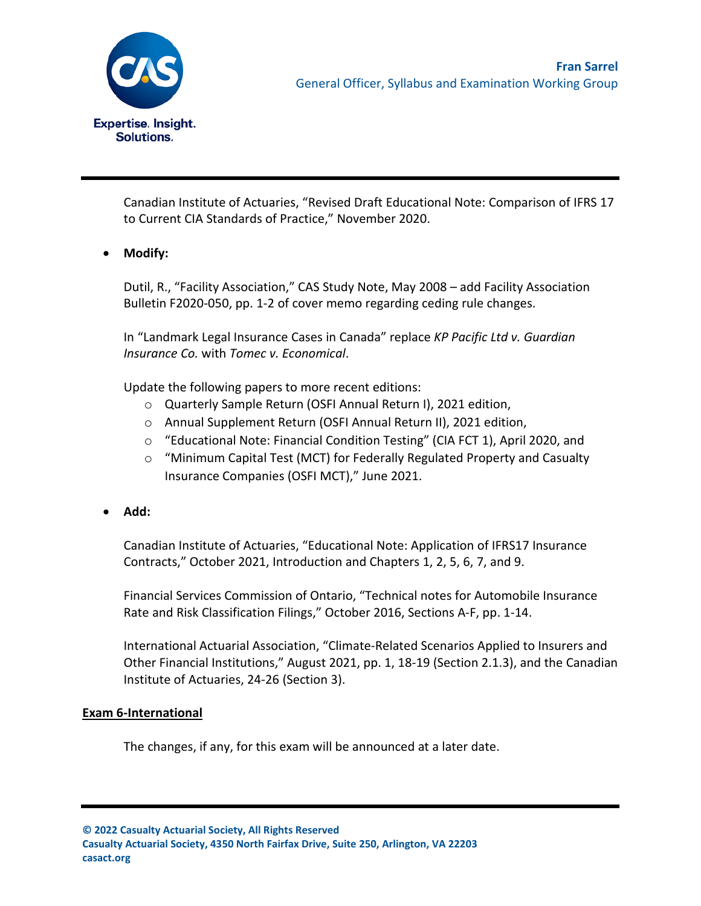Canadian Institute of Actuaries, "Revised Draft Educational Note: Comparison of IFRS 17 to Current CIA Standards of Practice," November 2020.

- **Modify:**

  Dutil, R., "Facility Association," CAS Study Note, May 2008 – add Facility Association Bulletin F2020-050, pp. 1-2 of cover memo regarding ceding rule changes.

  In "Landmark Legal Insurance Cases in Canada" replace *KP Pacific Ltd v. Guardian Insurance Co.* with *Tomec v. Economical*.

  Update the following papers to more recent editions:
  - Quarterly Sample Return (OSFI Annual Return I), 2021 edition,
  - Annual Supplement Return (OSFI Annual Return II), 2021 edition,
  - "Educational Note: Financial Condition Testing" (CIA FCT 1), April 2020, and
  - "Minimum Capital Test (MCT) for Federally Regulated Property and Casualty Insurance Companies (OSFI MCT)," June 2021.

- **Add:**

  Canadian Institute of Actuaries, "Educational Note: Application of IFRS17 Insurance Contracts," October 2021, Introduction and Chapters 1, 2, 5, 6, 7, and 9.

  Financial Services Commission of Ontario, "Technical notes for Automobile Insurance Rate and Risk Classification Filings," October 2016, Sections A-F, pp. 1-14.

  International Actuarial Association, "Climate-Related Scenarios Applied to Insurers and Other Financial Institutions," August 2021, pp. 1, 18-19 (Section 2.1.3), and the Canadian Institute of Actuaries, 24-26 (Section 3).

<u>**Exam 6-International**</u>

The changes, if any, for this exam will be announced at a later date.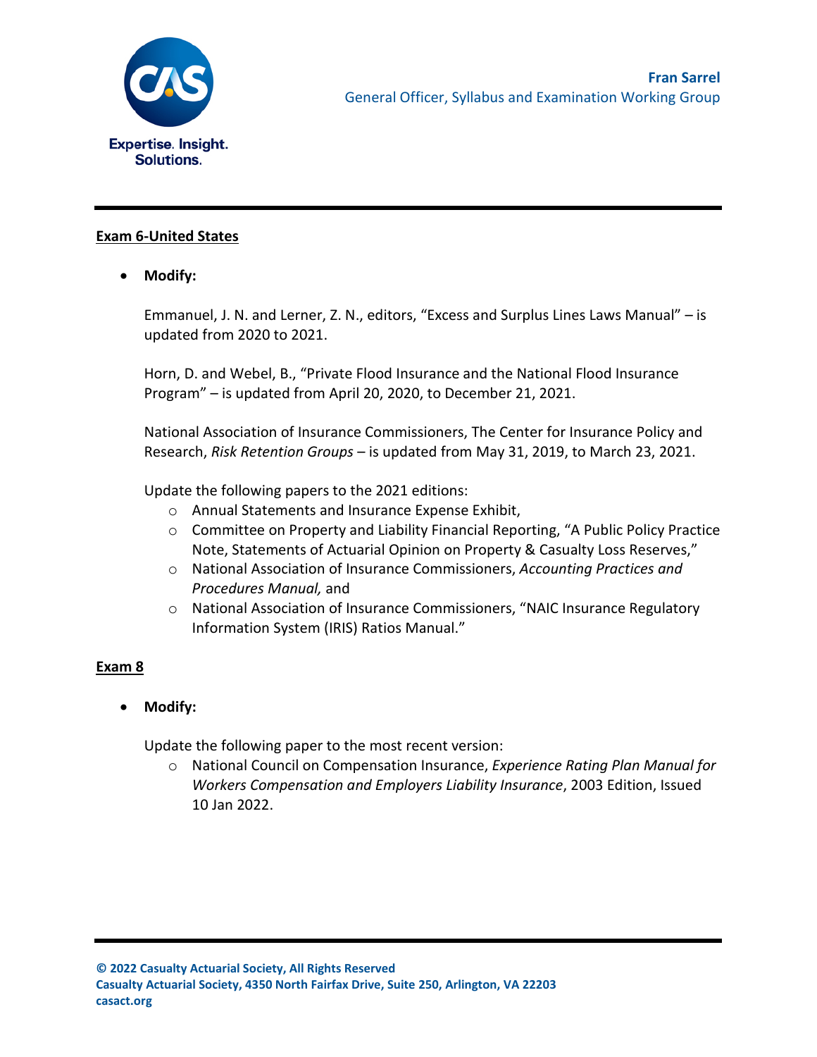**Fran Sarrel**
General Officer, Syllabus and Examination Working Group

## Exam 6-United States

- **Modify:**

  Emmanuel, J. N. and Lerner, Z. N., editors, "Excess and Surplus Lines Laws Manual" – is updated from 2020 to 2021.

  Horn, D. and Webel, B., "Private Flood Insurance and the National Flood Insurance Program" – is updated from April 20, 2020, to December 21, 2021.

  National Association of Insurance Commissioners, The Center for Insurance Policy and Research, *Risk Retention Groups* – is updated from May 31, 2019, to March 23, 2021.

  Update the following papers to the 2021 editions:
  - Annual Statements and Insurance Expense Exhibit,
  - Committee on Property and Liability Financial Reporting, "A Public Policy Practice Note, Statements of Actuarial Opinion on Property & Casualty Loss Reserves,"
  - National Association of Insurance Commissioners, *Accounting Practices and Procedures Manual,* and
  - National Association of Insurance Commissioners, "NAIC Insurance Regulatory Information System (IRIS) Ratios Manual."

## Exam 8

- **Modify:**

  Update the following paper to the most recent version:
  - National Council on Compensation Insurance, *Experience Rating Plan Manual for Workers Compensation and Employers Liability Insurance*, 2003 Edition, Issued 10 Jan 2022.